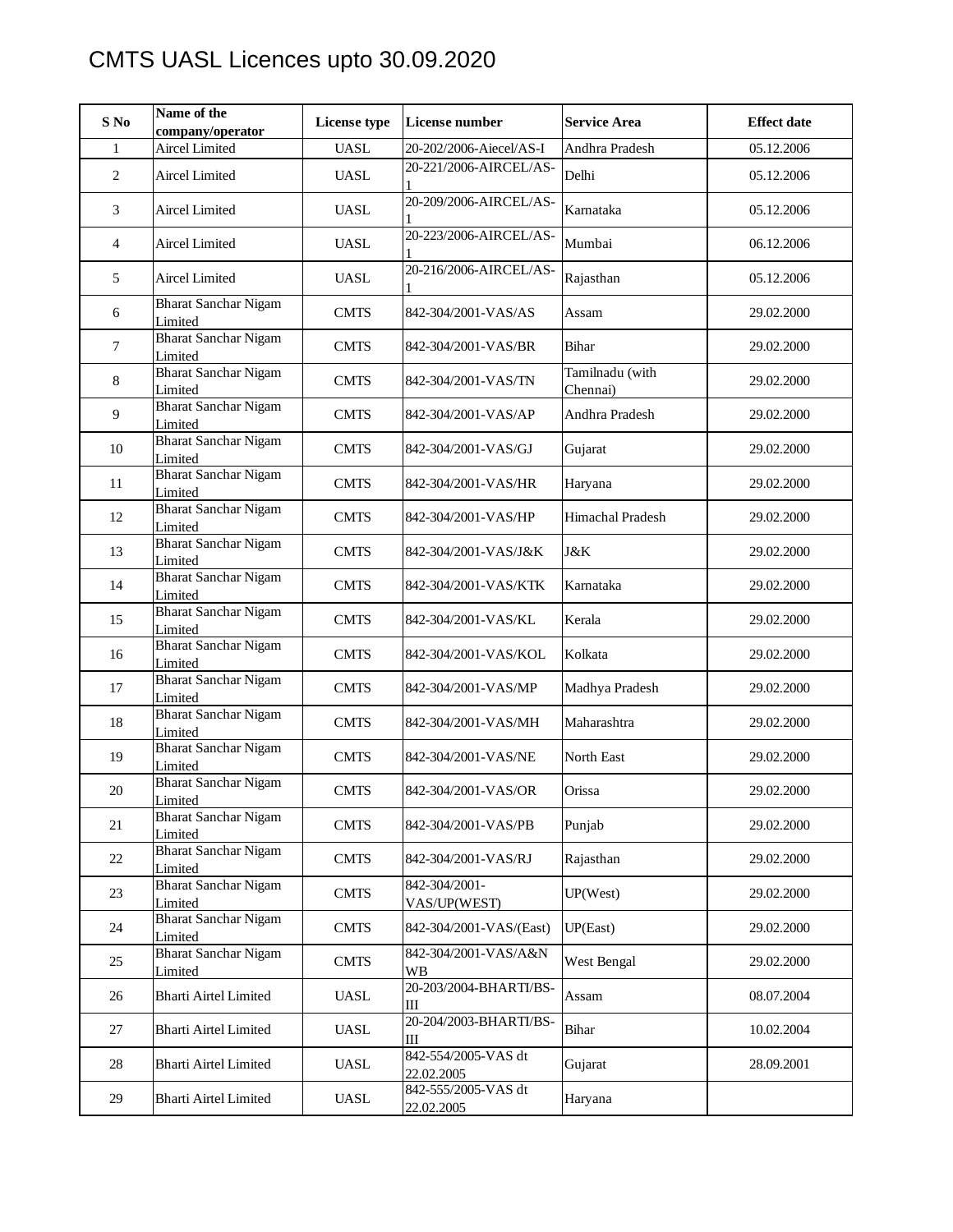# CMTS UASL Licences upto 30.09.2020

| S No | Name of the company/operator | License type | License number | Service Area | Effect date |
|---|---|---|---|---|---|
| 1 | Aircel Limited | UASL | 20-202/2006-Aiecel/AS-I | Andhra Pradesh | 05.12.2006 |
| 2 | Aircel Limited | UASL | 20-221/2006-AIRCEL/AS-1 | Delhi | 05.12.2006 |
| 3 | Aircel Limited | UASL | 20-209/2006-AIRCEL/AS-1 | Karnataka | 05.12.2006 |
| 4 | Aircel Limited | UASL | 20-223/2006-AIRCEL/AS-1 | Mumbai | 06.12.2006 |
| 5 | Aircel Limited | UASL | 20-216/2006-AIRCEL/AS-1 | Rajasthan | 05.12.2006 |
| 6 | Bharat Sanchar Nigam Limited | CMTS | 842-304/2001-VAS/AS | Assam | 29.02.2000 |
| 7 | Bharat Sanchar Nigam Limited | CMTS | 842-304/2001-VAS/BR | Bihar | 29.02.2000 |
| 8 | Bharat Sanchar Nigam Limited | CMTS | 842-304/2001-VAS/TN | Tamilnadu (with Chennai) | 29.02.2000 |
| 9 | Bharat Sanchar Nigam Limited | CMTS | 842-304/2001-VAS/AP | Andhra Pradesh | 29.02.2000 |
| 10 | Bharat Sanchar Nigam Limited | CMTS | 842-304/2001-VAS/GJ | Gujarat | 29.02.2000 |
| 11 | Bharat Sanchar Nigam Limited | CMTS | 842-304/2001-VAS/HR | Haryana | 29.02.2000 |
| 12 | Bharat Sanchar Nigam Limited | CMTS | 842-304/2001-VAS/HP | Himachal Pradesh | 29.02.2000 |
| 13 | Bharat Sanchar Nigam Limited | CMTS | 842-304/2001-VAS/J&K | J&K | 29.02.2000 |
| 14 | Bharat Sanchar Nigam Limited | CMTS | 842-304/2001-VAS/KTK | Karnataka | 29.02.2000 |
| 15 | Bharat Sanchar Nigam Limited | CMTS | 842-304/2001-VAS/KL | Kerala | 29.02.2000 |
| 16 | Bharat Sanchar Nigam Limited | CMTS | 842-304/2001-VAS/KOL | Kolkata | 29.02.2000 |
| 17 | Bharat Sanchar Nigam Limited | CMTS | 842-304/2001-VAS/MP | Madhya Pradesh | 29.02.2000 |
| 18 | Bharat Sanchar Nigam Limited | CMTS | 842-304/2001-VAS/MH | Maharashtra | 29.02.2000 |
| 19 | Bharat Sanchar Nigam Limited | CMTS | 842-304/2001-VAS/NE | North East | 29.02.2000 |
| 20 | Bharat Sanchar Nigam Limited | CMTS | 842-304/2001-VAS/OR | Orissa | 29.02.2000 |
| 21 | Bharat Sanchar Nigam Limited | CMTS | 842-304/2001-VAS/PB | Punjab | 29.02.2000 |
| 22 | Bharat Sanchar Nigam Limited | CMTS | 842-304/2001-VAS/RJ | Rajasthan | 29.02.2000 |
| 23 | Bharat Sanchar Nigam Limited | CMTS | 842-304/2001-VAS/UP(WEST) | UP(West) | 29.02.2000 |
| 24 | Bharat Sanchar Nigam Limited | CMTS | 842-304/2001-VAS/(East) | UP(East) | 29.02.2000 |
| 25 | Bharat Sanchar Nigam Limited | CMTS | 842-304/2001-VAS/A&N WB | West Bengal | 29.02.2000 |
| 26 | Bharti Airtel Limited | UASL | 20-203/2004-BHARTI/BS-III | Assam | 08.07.2004 |
| 27 | Bharti Airtel Limited | UASL | 20-204/2003-BHARTI/BS-III | Bihar | 10.02.2004 |
| 28 | Bharti Airtel Limited | UASL | 842-554/2005-VAS dt 22.02.2005 | Gujarat | 28.09.2001 |
| 29 | Bharti Airtel Limited | UASL | 842-555/2005-VAS dt 22.02.2005 | Haryana | |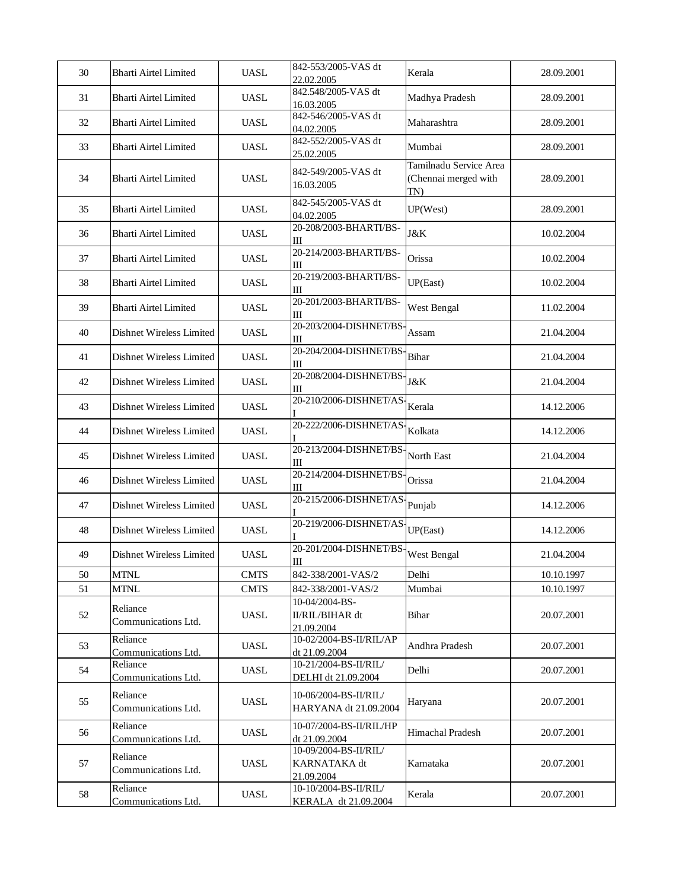| 30 | Bharti Airtel Limited | UASL | 842-553/2005-VAS dt 22.02.2005 | Kerala | 28.09.2001 |
|---|---|---|---|---|---|
| 31 | Bharti Airtel Limited | UASL | 842.548/2005-VAS dt 16.03.2005 | Madhya Pradesh | 28.09.2001 |
| 32 | Bharti Airtel Limited | UASL | 842-546/2005-VAS dt 04.02.2005 | Maharashtra | 28.09.2001 |
| 33 | Bharti Airtel Limited | UASL | 842-552/2005-VAS dt 25.02.2005 | Mumbai | 28.09.2001 |
| 34 | Bharti Airtel Limited | UASL | 842-549/2005-VAS dt 16.03.2005 | Tamilnadu Service Area (Chennai merged with TN) | 28.09.2001 |
| 35 | Bharti Airtel Limited | UASL | 842-545/2005-VAS dt 04.02.2005 | UP(West) | 28.09.2001 |
| 36 | Bharti Airtel Limited | UASL | 20-208/2003-BHARTI/BS-III | J&K | 10.02.2004 |
| 37 | Bharti Airtel Limited | UASL | 20-214/2003-BHARTI/BS-III | Orissa | 10.02.2004 |
| 38 | Bharti Airtel Limited | UASL | 20-219/2003-BHARTI/BS-III | UP(East) | 10.02.2004 |
| 39 | Bharti Airtel Limited | UASL | 20-201/2003-BHARTI/BS-III | West Bengal | 11.02.2004 |
| 40 | Dishnet Wireless Limited | UASL | 20-203/2004-DISHNET/BS-III | Assam | 21.04.2004 |
| 41 | Dishnet Wireless Limited | UASL | 20-204/2004-DISHNET/BS-III | Bihar | 21.04.2004 |
| 42 | Dishnet Wireless Limited | UASL | 20-208/2004-DISHNET/BS-III | J&K | 21.04.2004 |
| 43 | Dishnet Wireless Limited | UASL | 20-210/2006-DISHNET/AS-I | Kerala | 14.12.2006 |
| 44 | Dishnet Wireless Limited | UASL | 20-222/2006-DISHNET/AS-I | Kolkata | 14.12.2006 |
| 45 | Dishnet Wireless Limited | UASL | 20-213/2004-DISHNET/BS-III | North East | 21.04.2004 |
| 46 | Dishnet Wireless Limited | UASL | 20-214/2004-DISHNET/BS-III | Orissa | 21.04.2004 |
| 47 | Dishnet Wireless Limited | UASL | 20-215/2006-DISHNET/AS-I | Punjab | 14.12.2006 |
| 48 | Dishnet Wireless Limited | UASL | 20-219/2006-DISHNET/AS-I | UP(East) | 14.12.2006 |
| 49 | Dishnet Wireless Limited | UASL | 20-201/2004-DISHNET/BS-III | West Bengal | 21.04.2004 |
| 50 | MTNL | CMTS | 842-338/2001-VAS/2 | Delhi | 10.10.1997 |
| 51 | MTNL | CMTS | 842-338/2001-VAS/2 | Mumbai | 10.10.1997 |
| 52 | Reliance Communications Ltd. | UASL | 10-04/2004-BS-II/RIL/BIHAR dt 21.09.2004 | Bihar | 20.07.2001 |
| 53 | Reliance Communications Ltd. | UASL | 10-02/2004-BS-II/RIL/AP dt 21.09.2004 | Andhra Pradesh | 20.07.2001 |
| 54 | Reliance Communications Ltd. | UASL | 10-21/2004-BS-II/RIL/ DELHI dt 21.09.2004 | Delhi | 20.07.2001 |
| 55 | Reliance Communications Ltd. | UASL | 10-06/2004-BS-II/RIL/ HARYANA dt 21.09.2004 | Haryana | 20.07.2001 |
| 56 | Reliance Communications Ltd. | UASL | 10-07/2004-BS-II/RIL/HP dt 21.09.2004 | Himachal Pradesh | 20.07.2001 |
| 57 | Reliance Communications Ltd. | UASL | 10-09/2004-BS-II/RIL/ KARNATAKA dt 21.09.2004 | Karnataka | 20.07.2001 |
| 58 | Reliance Communications Ltd. | UASL | 10-10/2004-BS-II/RIL/ KERALA dt 21.09.2004 | Kerala | 20.07.2001 |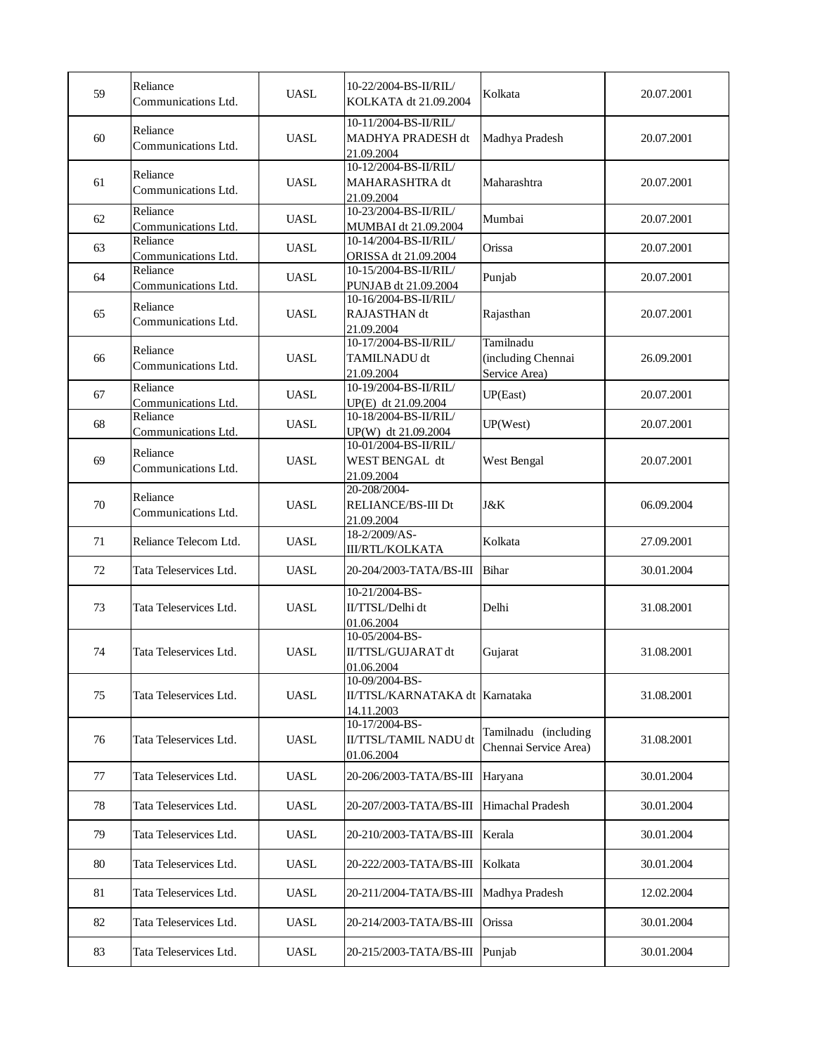| 59 | Reliance Communications Ltd. | UASL | 10-22/2004-BS-II/RIL/ KOLKATA dt 21.09.2004 | Kolkata | 20.07.2001 |
|---|---|---|---|---|---|
| 60 | Reliance Communications Ltd. | UASL | 10-11/2004-BS-II/RIL/ MADHYA PRADESH dt 21.09.2004 | Madhya Pradesh | 20.07.2001 |
| 61 | Reliance Communications Ltd. | UASL | 10-12/2004-BS-II/RIL/ MAHARASHTRA dt 21.09.2004 | Maharashtra | 20.07.2001 |
| 62 | Reliance Communications Ltd. | UASL | 10-23/2004-BS-II/RIL/ MUMBAI dt 21.09.2004 | Mumbai | 20.07.2001 |
| 63 | Reliance Communications Ltd. | UASL | 10-14/2004-BS-II/RIL/ ORISSA dt 21.09.2004 | Orissa | 20.07.2001 |
| 64 | Reliance Communications Ltd. | UASL | 10-15/2004-BS-II/RIL/ PUNJAB dt 21.09.2004 | Punjab | 20.07.2001 |
| 65 | Reliance Communications Ltd. | UASL | 10-16/2004-BS-II/RIL/ RAJASTHAN dt 21.09.2004 | Rajasthan | 20.07.2001 |
| 66 | Reliance Communications Ltd. | UASL | 10-17/2004-BS-II/RIL/ TAMILNADU dt 21.09.2004 | Tamilnadu (including Chennai Service Area) | 26.09.2001 |
| 67 | Reliance Communications Ltd. | UASL | 10-19/2004-BS-II/RIL/ UP(E) dt 21.09.2004 | UP(East) | 20.07.2001 |
| 68 | Reliance Communications Ltd. | UASL | 10-18/2004-BS-II/RIL/ UP(W) dt 21.09.2004 | UP(West) | 20.07.2001 |
| 69 | Reliance Communications Ltd. | UASL | 10-01/2004-BS-II/RIL/ WEST BENGAL dt 21.09.2004 | West Bengal | 20.07.2001 |
| 70 | Reliance Communications Ltd. | UASL | 20-208/2004-RELIANCE/BS-III Dt 21.09.2004 | J&K | 06.09.2004 |
| 71 | Reliance Telecom Ltd. | UASL | 18-2/2009/AS-III/RTL/KOLKATA | Kolkata | 27.09.2001 |
| 72 | Tata Teleservices Ltd. | UASL | 20-204/2003-TATA/BS-III | Bihar | 30.01.2004 |
| 73 | Tata Teleservices Ltd. | UASL | 10-21/2004-BS-II/TTSL/Delhi dt 01.06.2004 | Delhi | 31.08.2001 |
| 74 | Tata Teleservices Ltd. | UASL | 10-05/2004-BS-II/TTSL/GUJARAT dt 01.06.2004 | Gujarat | 31.08.2001 |
| 75 | Tata Teleservices Ltd. | UASL | 10-09/2004-BS-II/TTSL/KARNATAKA dt 14.11.2003 | Karnataka | 31.08.2001 |
| 76 | Tata Teleservices Ltd. | UASL | 10-17/2004-BS-II/TTSL/TAMIL NADU dt 01.06.2004 | Tamilnadu (including Chennai Service Area) | 31.08.2001 |
| 77 | Tata Teleservices Ltd. | UASL | 20-206/2003-TATA/BS-III | Haryana | 30.01.2004 |
| 78 | Tata Teleservices Ltd. | UASL | 20-207/2003-TATA/BS-III | Himachal Pradesh | 30.01.2004 |
| 79 | Tata Teleservices Ltd. | UASL | 20-210/2003-TATA/BS-III | Kerala | 30.01.2004 |
| 80 | Tata Teleservices Ltd. | UASL | 20-222/2003-TATA/BS-III | Kolkata | 30.01.2004 |
| 81 | Tata Teleservices Ltd. | UASL | 20-211/2004-TATA/BS-III | Madhya Pradesh | 12.02.2004 |
| 82 | Tata Teleservices Ltd. | UASL | 20-214/2003-TATA/BS-III | Orissa | 30.01.2004 |
| 83 | Tata Teleservices Ltd. | UASL | 20-215/2003-TATA/BS-III | Punjab | 30.01.2004 |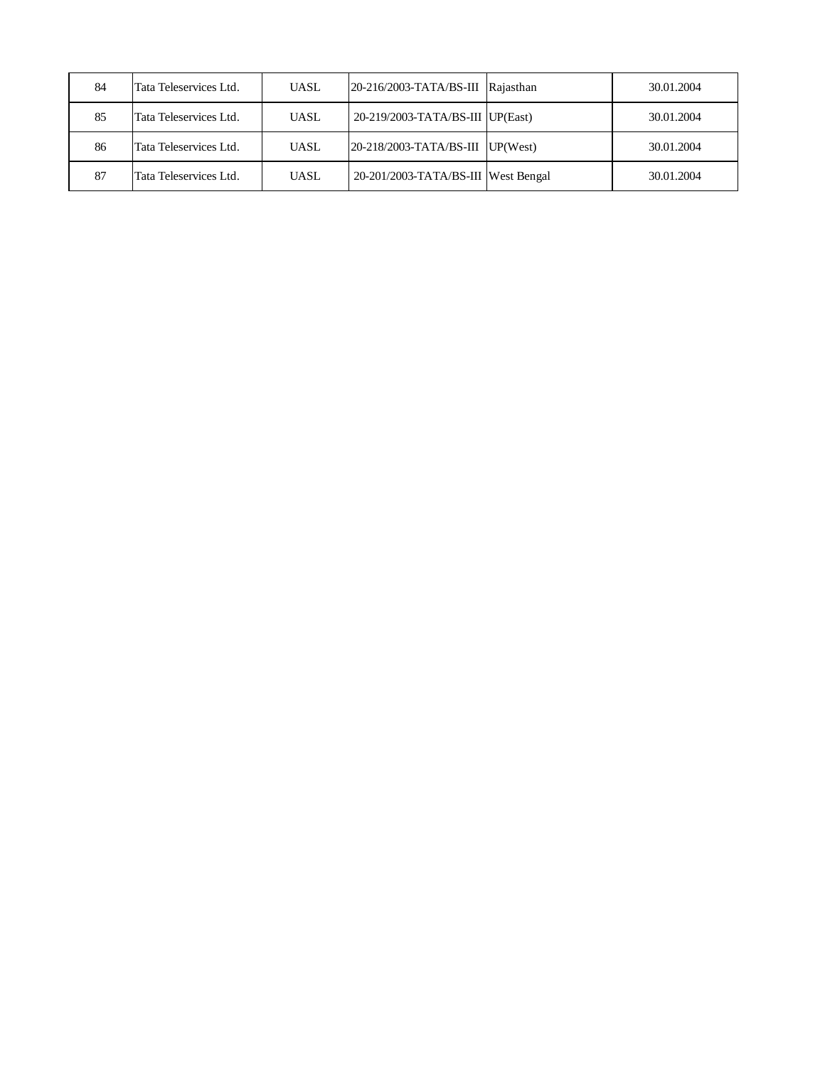| | | | | | |
|---|---|---|---|---|---|
| 84 | Tata Teleservices Ltd. | UASL | 20-216/2003-TATA/BS-III | Rajasthan | 30.01.2004 |
| 85 | Tata Teleservices Ltd. | UASL | 20-219/2003-TATA/BS-III | UP(East) | 30.01.2004 |
| 86 | Tata Teleservices Ltd. | UASL | 20-218/2003-TATA/BS-III | UP(West) | 30.01.2004 |
| 87 | Tata Teleservices Ltd. | UASL | 20-201/2003-TATA/BS-III | West Bengal | 30.01.2004 |